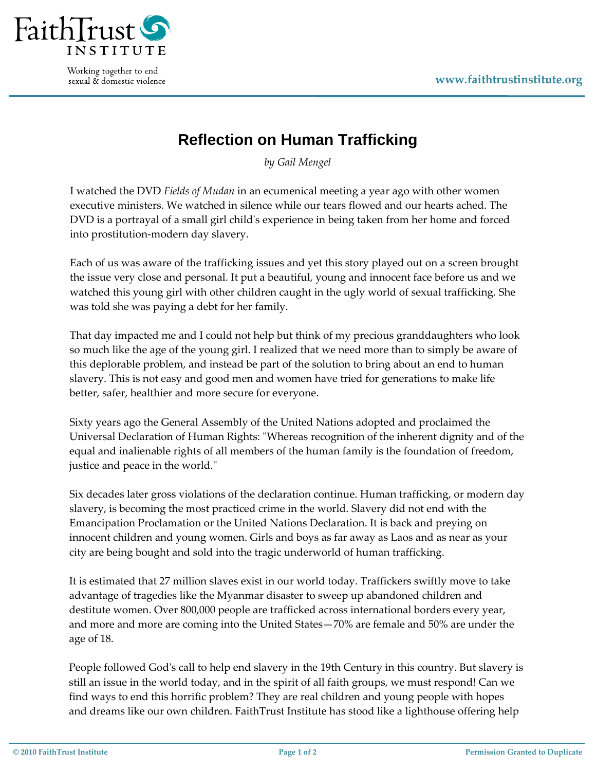# Reflection on Human Trafficking

*by Gail Mengel*

I watched the DVD *Fields of Mudan* in an ecumenical meeting a year ago with other women executive ministers. We watched in silence while our tears flowed and our hearts ached. The DVD is a portrayal of a small girl child's experience in being taken from her home and forced into prostitution-modern day slavery.

Each of us was aware of the trafficking issues and yet this story played out on a screen brought the issue very close and personal. It put a beautiful, young and innocent face before us and we watched this young girl with other children caught in the ugly world of sexual trafficking. She was told she was paying a debt for her family.

That day impacted me and I could not help but think of my precious granddaughters who look so much like the age of the young girl. I realized that we need more than to simply be aware of this deplorable problem, and instead be part of the solution to bring about an end to human slavery. This is not easy and good men and women have tried for generations to make life better, safer, healthier and more secure for everyone.

Sixty years ago the General Assembly of the United Nations adopted and proclaimed the Universal Declaration of Human Rights: "Whereas recognition of the inherent dignity and of the equal and inalienable rights of all members of the human family is the foundation of freedom, justice and peace in the world."

Six decades later gross violations of the declaration continue. Human trafficking, or modern day slavery, is becoming the most practiced crime in the world. Slavery did not end with the Emancipation Proclamation or the United Nations Declaration. It is back and preying on innocent children and young women. Girls and boys as far away as Laos and as near as your city are being bought and sold into the tragic underworld of human trafficking.

It is estimated that 27 million slaves exist in our world today. Traffickers swiftly move to take advantage of tragedies like the Myanmar disaster to sweep up abandoned children and destitute women. Over 800,000 people are trafficked across international borders every year, and more and more are coming into the United States—70% are female and 50% are under the age of 18.

People followed God's call to help end slavery in the 19th Century in this country. But slavery is still an issue in the world today, and in the spirit of all faith groups, we must respond! Can we find ways to end this horrific problem? They are real children and young people with hopes and dreams like our own children. FaithTrust Institute has stood like a lighthouse offering help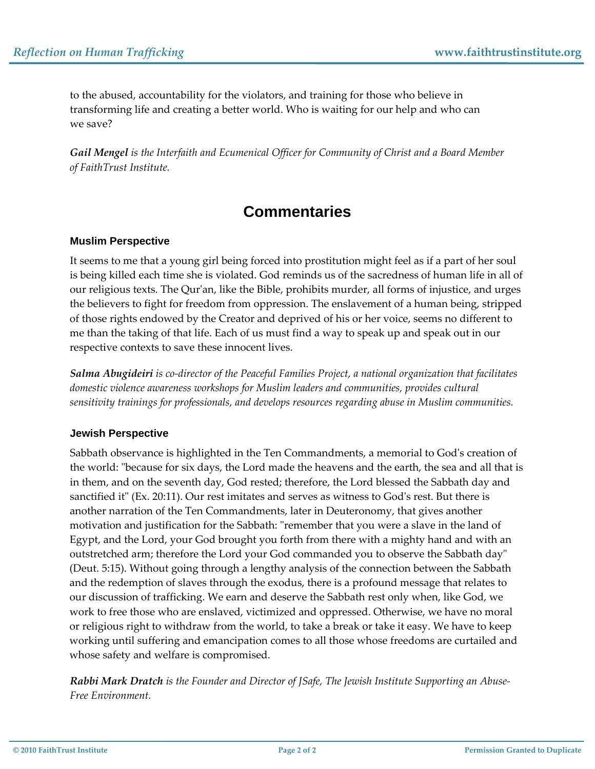to the abused, accountability for the violators, and training for those who believe in transforming life and creating a better world. Who is waiting for our help and who can we save?

***Gail Mengel*** *is the Interfaith and Ecumenical Officer for Community of Christ and a Board Member of FaithTrust Institute.*

## Commentaries

### Muslim Perspective

It seems to me that a young girl being forced into prostitution might feel as if a part of her soul is being killed each time she is violated. God reminds us of the sacredness of human life in all of our religious texts. The Qur'an, like the Bible, prohibits murder, all forms of injustice, and urges the believers to fight for freedom from oppression. The enslavement of a human being, stripped of those rights endowed by the Creator and deprived of his or her voice, seems no different to me than the taking of that life. Each of us must find a way to speak up and speak out in our respective contexts to save these innocent lives.

***Salma Abugideiri*** *is co-director of the Peaceful Families Project, a national organization that facilitates domestic violence awareness workshops for Muslim leaders and communities, provides cultural sensitivity trainings for professionals, and develops resources regarding abuse in Muslim communities.*

### Jewish Perspective

Sabbath observance is highlighted in the Ten Commandments, a memorial to God's creation of the world: "because for six days, the Lord made the heavens and the earth, the sea and all that is in them, and on the seventh day, God rested; therefore, the Lord blessed the Sabbath day and sanctified it" (Ex. 20:11). Our rest imitates and serves as witness to God's rest. But there is another narration of the Ten Commandments, later in Deuteronomy, that gives another motivation and justification for the Sabbath: "remember that you were a slave in the land of Egypt, and the Lord, your God brought you forth from there with a mighty hand and with an outstretched arm; therefore the Lord your God commanded you to observe the Sabbath day" (Deut. 5:15). Without going through a lengthy analysis of the connection between the Sabbath and the redemption of slaves through the exodus, there is a profound message that relates to our discussion of trafficking. We earn and deserve the Sabbath rest only when, like God, we work to free those who are enslaved, victimized and oppressed. Otherwise, we have no moral or religious right to withdraw from the world, to take a break or take it easy. We have to keep working until suffering and emancipation comes to all those whose freedoms are curtailed and whose safety and welfare is compromised.

***Rabbi Mark Dratch*** *is the Founder and Director of JSafe, The Jewish Institute Supporting an Abuse-Free Environment.*